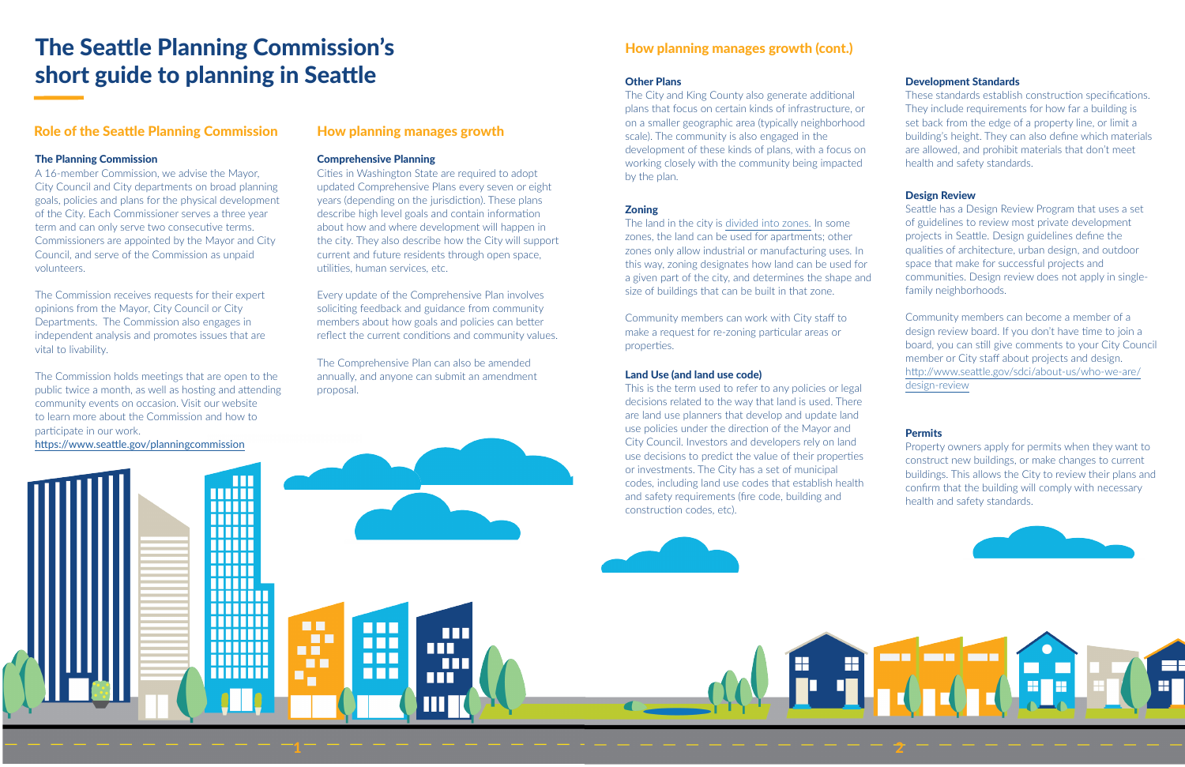# The Seattle Planning Commission's short guide to planning in Seattle

## Role of the Seattle Planning Commission

### The Planning Commission

A 16-member Commission, we advise the Mayor, City Council and City departments on broad planning goals, policies and plans for the physical development of the City. Each Commissioner serves a three year term and can only serve two consecutive terms. Commissioners are appointed by the Mayor and City Council, and serve of the Commission as unpaid volunteers.

The Commission receives requests for their expert opinions from the Mayor, City Council or City Departments. The Commission also engages in independent analysis and promotes issues that are vital to livability.

The Commission holds meetings that are open to the public twice a month, as well as hosting and attending community events on occasion. Visit our website to learn more about the Commission and how to participate in our work.
https://www.seattle.gov/planningcommission

## How planning manages growth

### Comprehensive Planning

Cities in Washington State are required to adopt updated Comprehensive Plans every seven or eight years (depending on the jurisdiction). These plans describe high level goals and contain information about how and where development will happen in the city. They also describe how the City will support current and future residents through open space, utilities, human services, etc.

Every update of the Comprehensive Plan involves soliciting feedback and guidance from community members about how goals and policies can better reflect the current conditions and community values.

The Comprehensive Plan can also be amended annually, and anyone can submit an amendment proposal.

## How planning manages growth (cont.)

### Other Plans

The City and King County also generate additional plans that focus on certain kinds of infrastructure, or on a smaller geographic area (typically neighborhood scale). The community is also engaged in the development of these kinds of plans, with a focus on working closely with the community being impacted by the plan.

### Zoning

The land in the city is divided into zones. In some zones, the land can be used for apartments; other zones only allow industrial or manufacturing uses. In this way, zoning designates how land can be used for a given part of the city, and determines the shape and size of buildings that can be built in that zone.

Community members can work with City staff to make a request for re-zoning particular areas or properties.

### Land Use (and land use code)

This is the term used to refer to any policies or legal decisions related to the way that land is used. There are land use planners that develop and update land use policies under the direction of the Mayor and City Council. Investors and developers rely on land use decisions to predict the value of their properties or investments. The City has a set of municipal codes, including land use codes that establish health and safety requirements (fire code, building and construction codes, etc).

### Development Standards

These standards establish construction specifications. They include requirements for how far a building is set back from the edge of a property line, or limit a building's height. They can also define which materials are allowed, and prohibit materials that don't meet health and safety standards.

### Design Review

Seattle has a Design Review Program that uses a set of guidelines to review most private development projects in Seattle. Design guidelines define the qualities of architecture, urban design, and outdoor space that make for successful projects and communities. Design review does not apply in single-family neighborhoods.

Community members can become a member of a design review board. If you don't have time to join a board, you can still give comments to your City Council member or City staff about projects and design.
http://www.seattle.gov/sdci/about-us/who-we-are/design-review

### Permits

Property owners apply for permits when they want to construct new buildings, or make changes to current buildings. This allows the City to review their plans and confirm that the building will comply with necessary health and safety standards.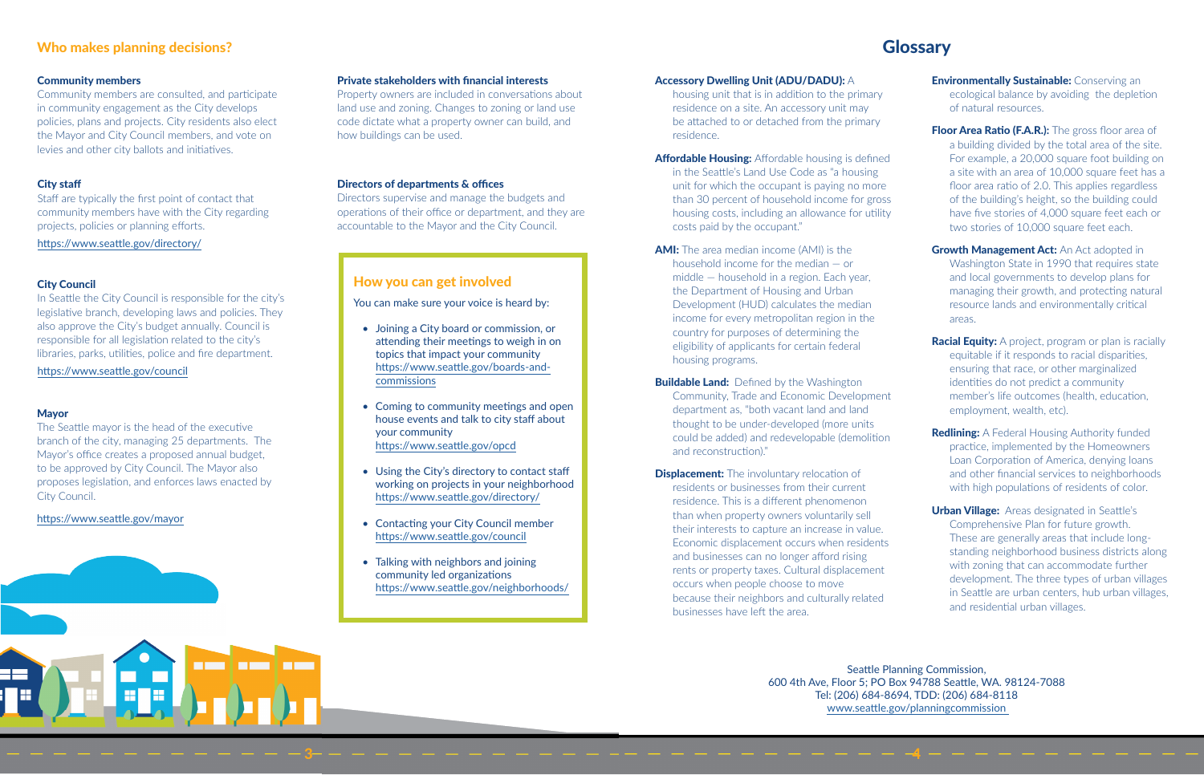## Who makes planning decisions?

**Community members**

Community members are consulted, and participate in community engagement as the City develops policies, plans and projects. City residents also elect the Mayor and City Council members, and vote on levies and other city ballots and initiatives.

**City staff**

Staff are typically the first point of contact that community members have with the City regarding projects, policies or planning efforts.

https://www.seattle.gov/directory/

**City Council**

In Seattle the City Council is responsible for the city's legislative branch, developing laws and policies. They also approve the City's budget annually. Council is responsible for all legislation related to the city's libraries, parks, utilities, police and fire department.

https://www.seattle.gov/council

**Mayor**

The Seattle mayor is the head of the executive branch of the city, managing 25 departments. The Mayor's office creates a proposed annual budget, to be approved by City Council. The Mayor also proposes legislation, and enforces laws enacted by City Council.

https://www.seattle.gov/mayor

**Private stakeholders with financial interests**

Property owners are included in conversations about land use and zoning. Changes to zoning or land use code dictate what a property owner can build, and how buildings can be used.

**Directors of departments & offices**

Directors supervise and manage the budgets and operations of their office or department, and they are accountable to the Mayor and the City Council.

### How you can get involved

You can make sure your voice is heard by:

- Joining a City board or commission, or attending their meetings to weigh in on topics that impact your community https://www.seattle.gov/boards-and-commissions
- Coming to community meetings and open house events and talk to city staff about your community https://www.seattle.gov/opcd
- Using the City's directory to contact staff working on projects in your neighborhood https://www.seattle.gov/directory/
- Contacting your City Council member https://www.seattle.gov/council
- Talking with neighbors and joining community led organizations https://www.seattle.gov/neighborhoods/

## Glossary

**Accessory Dwelling Unit (ADU/DADU):** A housing unit that is in addition to the primary residence on a site. An accessory unit may be attached to or detached from the primary residence.

**Affordable Housing:** Affordable housing is defined in the Seattle's Land Use Code as "a housing unit for which the occupant is paying no more than 30 percent of household income for gross housing costs, including an allowance for utility costs paid by the occupant."

**AMI:** The area median income (AMI) is the household income for the median — or middle — household in a region. Each year, the Department of Housing and Urban Development (HUD) calculates the median income for every metropolitan region in the country for purposes of determining the eligibility of applicants for certain federal housing programs.

**Buildable Land:** Defined by the Washington Community, Trade and Economic Development department as, "both vacant land and land thought to be under-developed (more units could be added) and redevelopable (demolition and reconstruction)."

**Displacement:** The involuntary relocation of residents or businesses from their current residence. This is a different phenomenon than when property owners voluntarily sell their interests to capture an increase in value. Economic displacement occurs when residents and businesses can no longer afford rising rents or property taxes. Cultural displacement occurs when people choose to move because their neighbors and culturally related businesses have left the area.

**Environmentally Sustainable:** Conserving an ecological balance by avoiding the depletion of natural resources.

**Floor Area Ratio (F.A.R.):** The gross floor area of a building divided by the total area of the site. For example, a 20,000 square foot building on a site with an area of 10,000 square feet has a floor area ratio of 2.0. This applies regardless of the building's height, so the building could have five stories of 4,000 square feet each or two stories of 10,000 square feet each.

**Growth Management Act:** An Act adopted in Washington State in 1990 that requires state and local governments to develop plans for managing their growth, and protecting natural resource lands and environmentally critical areas.

**Racial Equity:** A project, program or plan is racially equitable if it responds to racial disparities, ensuring that race, or other marginalized identities do not predict a community member's life outcomes (health, education, employment, wealth, etc).

**Redlining:** A Federal Housing Authority funded practice, implemented by the Homeowners Loan Corporation of America, denying loans and other financial services to neighborhoods with high populations of residents of color.

**Urban Village:** Areas designated in Seattle's Comprehensive Plan for future growth. These are generally areas that include long-standing neighborhood business districts along with zoning that can accommodate further development. The three types of urban villages in Seattle are urban centers, hub urban villages, and residential urban villages.

Seattle Planning Commission,
600 4th Ave, Floor 5; PO Box 94788 Seattle, WA. 98124-7088
Tel: (206) 684-8694, TDD: (206) 684-8118
www.seattle.gov/planningcommission